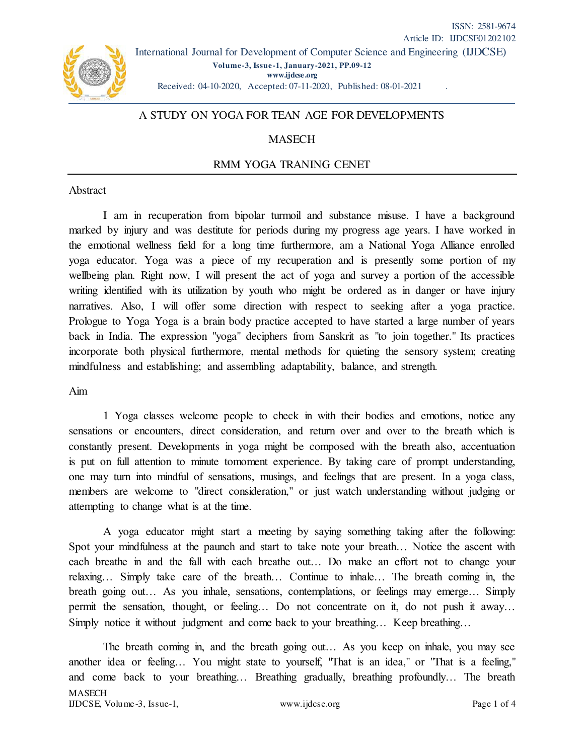# A STUDY ON YOGA FOR TEAN AGE FOR DEVELOPMENTS

MASECH

RMM YOGA TRANING CENET

## Abstract

I am in recuperation from bipolar turmoil and substance misuse. I have a background marked by injury and was destitute for periods during my progress age years. I have worked in the emotional wellness field for a long time furthermore, am a National Yoga Alliance enrolled yoga educator. Yoga was a piece of my recuperation and is presently some portion of my wellbeing plan. Right now, I will present the act of yoga and survey a portion of the accessible writing identified with its utilization by youth who might be ordered as in danger or have injury narratives. Also, I will offer some direction with respect to seeking after a yoga practice. Prologue to Yoga Yoga is a brain body practice accepted to have started a large number of years back in India. The expression "yoga" deciphers from Sanskrit as "to join together." Its practices incorporate both physical furthermore, mental methods for quieting the sensory system; creating mindfulness and establishing; and assembling adaptability, balance, and strength.

## Aim

1 Yoga classes welcome people to check in with their bodies and emotions, notice any sensations or encounters, direct consideration, and return over and over to the breath which is constantly present. Developments in yoga might be composed with the breath also, accentuation is put on full attention to minute tomoment experience. By taking care of prompt understanding, one may turn into mindful of sensations, musings, and feelings that are present. In a yoga class, members are welcome to "direct consideration," or just watch understanding without judging or attempting to change what is at the time.

A yoga educator might start a meeting by saying something taking after the following: Spot your mindfulness at the paunch and start to take note your breath… Notice the ascent with each breathe in and the fall with each breathe out… Do make an effort not to change your relaxing… Simply take care of the breath… Continue to inhale… The breath coming in, the breath going out… As you inhale, sensations, contemplations, or feelings may emerge… Simply permit the sensation, thought, or feeling… Do not concentrate on it, do not push it away… Simply notice it without judgment and come back to your breathing… Keep breathing…

The breath coming in, and the breath going out… As you keep on inhale, you may see another idea or feeling… You might state to yourself, "That is an idea," or "That is a feeling," and come back to your breathing… Breathing gradually, breathing profoundly… The breath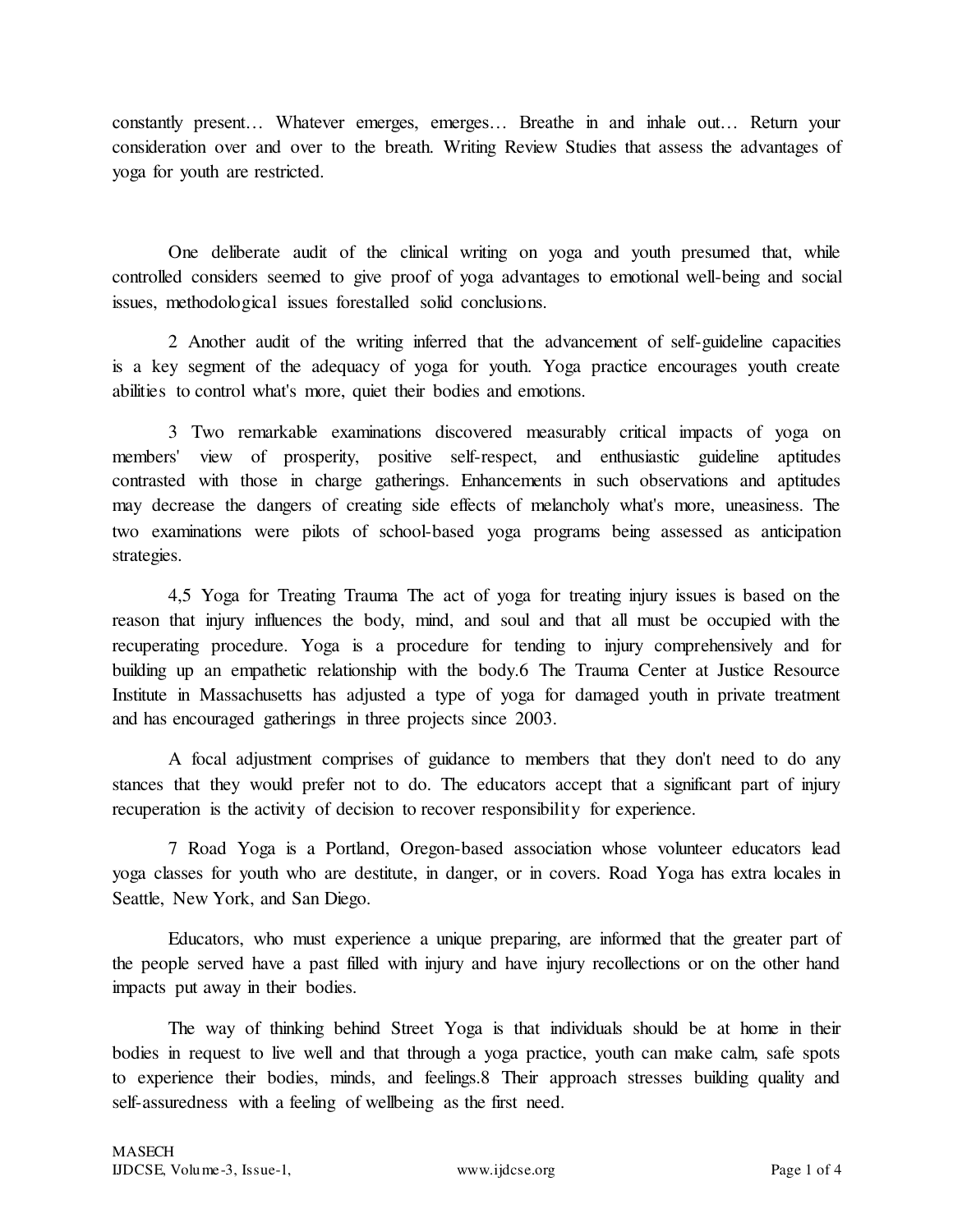constantly present… Whatever emerges, emerges… Breathe in and inhale out… Return your consideration over and over to the breath. Writing Review Studies that assess the advantages of yoga for youth are restricted.

One deliberate audit of the clinical writing on yoga and youth presumed that, while controlled considers seemed to give proof of yoga advantages to emotional well-being and social issues, methodological issues forestalled solid conclusions.

2 Another audit of the writing inferred that the advancement of self-guideline capacities is a key segment of the adequacy of yoga for youth. Yoga practice encourages youth create abilities to control what's more, quiet their bodies and emotions.

3 Two remarkable examinations discovered measurably critical impacts of yoga on members' view of prosperity, positive self-respect, and enthusiastic guideline aptitudes contrasted with those in charge gatherings. Enhancements in such observations and aptitudes may decrease the dangers of creating side effects of melancholy what's more, uneasiness. The two examinations were pilots of school-based yoga programs being assessed as anticipation strategies.

4,5 Yoga for Treating Trauma The act of yoga for treating injury issues is based on the reason that injury influences the body, mind, and soul and that all must be occupied with the recuperating procedure. Yoga is a procedure for tending to injury comprehensively and for building up an empathetic relationship with the body.6 The Trauma Center at Justice Resource Institute in Massachusetts has adjusted a type of yoga for damaged youth in private treatment and has encouraged gatherings in three projects since 2003.

A focal adjustment comprises of guidance to members that they don't need to do any stances that they would prefer not to do. The educators accept that a significant part of injury recuperation is the activity of decision to recover responsibility for experience.

7 Road Yoga is a Portland, Oregon-based association whose volunteer educators lead yoga classes for youth who are destitute, in danger, or in covers. Road Yoga has extra locales in Seattle, New York, and San Diego.

Educators, who must experience a unique preparing, are informed that the greater part of the people served have a past filled with injury and have injury recollections or on the other hand impacts put away in their bodies.

The way of thinking behind Street Yoga is that individuals should be at home in their bodies in request to live well and that through a yoga practice, youth can make calm, safe spots to experience their bodies, minds, and feelings.8 Their approach stresses building quality and self-assuredness with a feeling of wellbeing as the first need.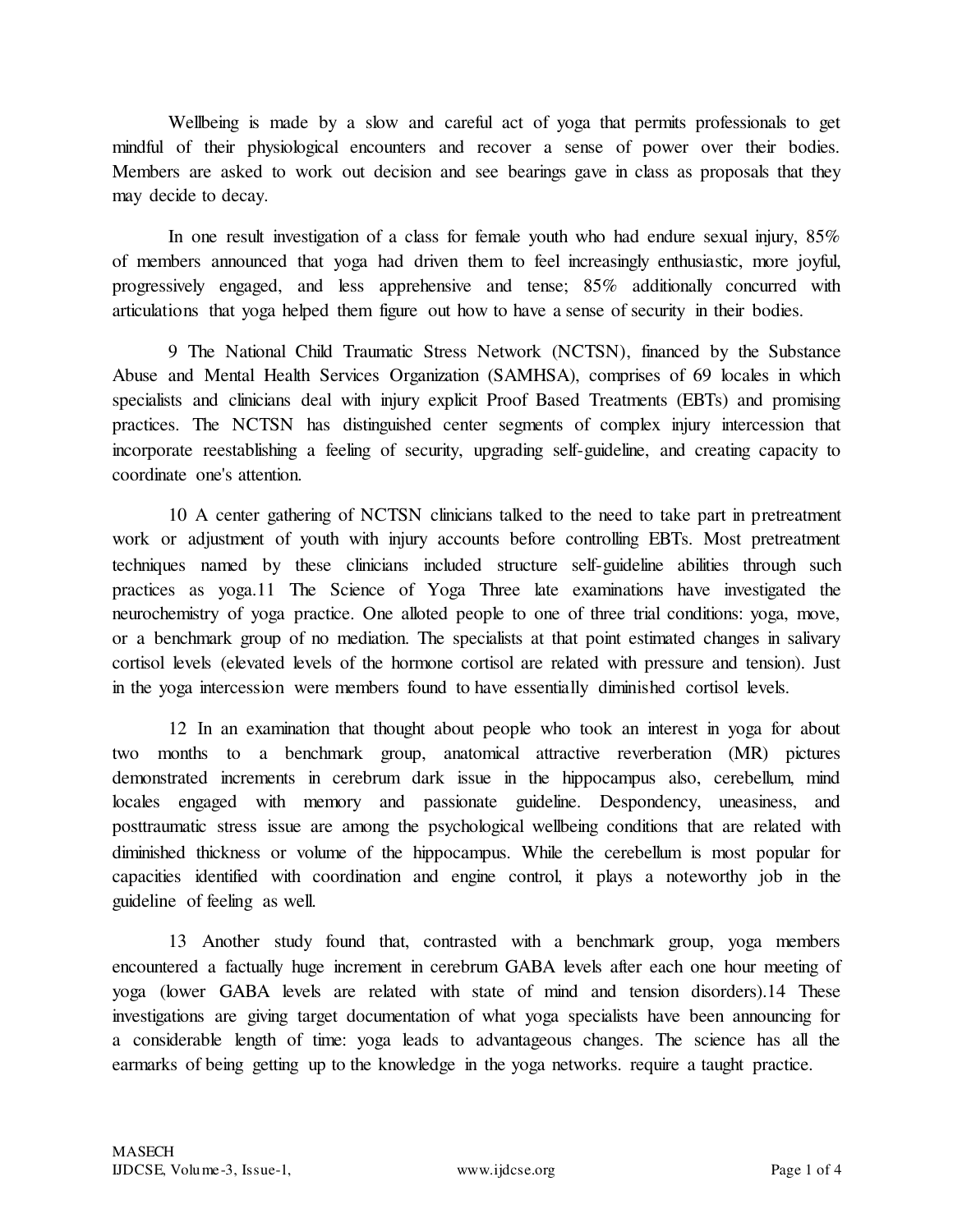Wellbeing is made by a slow and careful act of yoga that permits professionals to get mindful of their physiological encounters and recover a sense of power over their bodies. Members are asked to work out decision and see bearings gave in class as proposals that they may decide to decay.

In one result investigation of a class for female youth who had endure sexual injury, 85% of members announced that yoga had driven them to feel increasingly enthusiastic, more joyful, progressively engaged, and less apprehensive and tense; 85% additionally concurred with articulations that yoga helped them figure out how to have a sense of security in their bodies.

9 The National Child Traumatic Stress Network (NCTSN), financed by the Substance Abuse and Mental Health Services Organization (SAMHSA), comprises of 69 locales in which specialists and clinicians deal with injury explicit Proof Based Treatments (EBTs) and promising practices. The NCTSN has distinguished center segments of complex injury intercession that incorporate reestablishing a feeling of security, upgrading self-guideline, and creating capacity to coordinate one's attention.

10 A center gathering of NCTSN clinicians talked to the need to take part in pretreatment work or adjustment of youth with injury accounts before controlling EBTs. Most pretreatment techniques named by these clinicians included structure self-guideline abilities through such practices as yoga.11 The Science of Yoga Three late examinations have investigated the neurochemistry of yoga practice. One alloted people to one of three trial conditions: yoga, move, or a benchmark group of no mediation. The specialists at that point estimated changes in salivary cortisol levels (elevated levels of the hormone cortisol are related with pressure and tension). Just in the yoga intercession were members found to have essentially diminished cortisol levels.

12 In an examination that thought about people who took an interest in yoga for about two months to a benchmark group, anatomical attractive reverberation (MR) pictures demonstrated increments in cerebrum dark issue in the hippocampus also, cerebellum, mind locales engaged with memory and passionate guideline. Despondency, uneasiness, and posttraumatic stress issue are among the psychological wellbeing conditions that are related with diminished thickness or volume of the hippocampus. While the cerebellum is most popular for capacities identified with coordination and engine control, it plays a noteworthy job in the guideline of feeling as well.

13 Another study found that, contrasted with a benchmark group, yoga members encountered a factually huge increment in cerebrum GABA levels after each one hour meeting of yoga (lower GABA levels are related with state of mind and tension disorders).14 These investigations are giving target documentation of what yoga specialists have been announcing for a considerable length of time: yoga leads to advantageous changes. The science has all the earmarks of being getting up to the knowledge in the yoga networks. require a taught practice.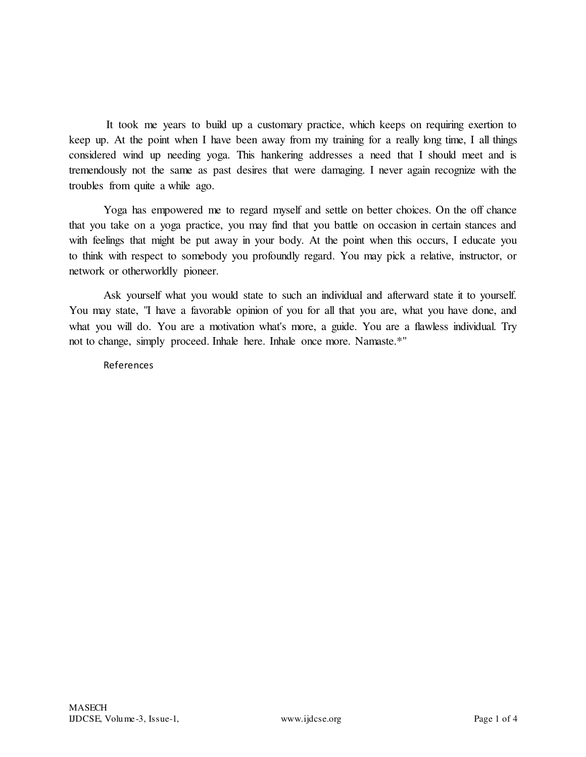It took me years to build up a customary practice, which keeps on requiring exertion to keep up. At the point when I have been away from my training for a really long time, I all things considered wind up needing yoga. This hankering addresses a need that I should meet and is tremendously not the same as past desires that were damaging. I never again recognize with the troubles from quite a while ago.

Yoga has empowered me to regard myself and settle on better choices. On the off chance that you take on a yoga practice, you may find that you battle on occasion in certain stances and with feelings that might be put away in your body. At the point when this occurs, I educate you to think with respect to somebody you profoundly regard. You may pick a relative, instructor, or network or otherworldly pioneer.

Ask yourself what you would state to such an individual and afterward state it to yourself. You may state, "I have a favorable opinion of you for all that you are, what you have done, and what you will do. You are a motivation what's more, a guide. You are a flawless individual. Try not to change, simply proceed. Inhale here. Inhale once more. Namaste.*"

References